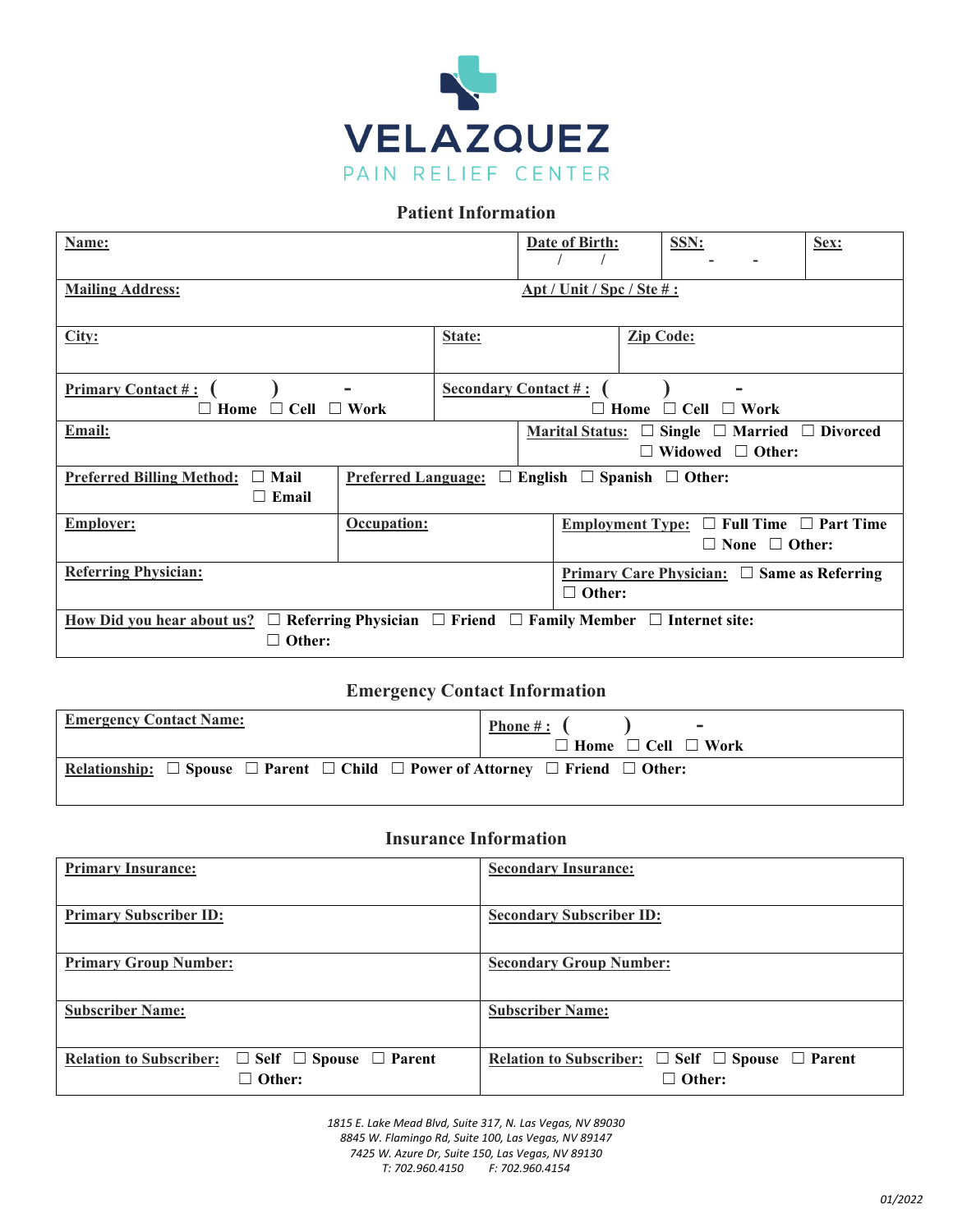# VELAZQUEZ
PAIN RELIEF CENTER

## Patient Information

| | | | |
|---|---|---|---|
| **Name:** | **Date of Birth:** / / | **SSN:** - - | **Sex:** |
| **Mailing Address:** | **Apt / Unit / Spc / Ste # :** | | |
| **City:** | **State:** | **Zip Code:** | |
| **Primary Contact # :** ( ) - ☐ Home ☐ Cell ☐ Work | **Secondary Contact # :** ( ) - ☐ Home ☐ Cell ☐ Work | | |
| **Email:** | **Marital Status:** ☐ Single ☐ Married ☐ Divorced ☐ Widowed ☐ Other: | | |
| **Preferred Billing Method:** ☐ Mail ☐ Email | **Preferred Language:** ☐ English ☐ Spanish ☐ Other: | | |
| **Employer:** | **Occupation:** | **Employment Type:** ☐ Full Time ☐ Part Time ☐ None ☐ Other: | |
| **Referring Physician:** | **Primary Care Physician:** ☐ Same as Referring ☐ Other: | | |
| **How Did you hear about us?** ☐ Referring Physician ☐ Friend ☐ Family Member ☐ Internet site: ☐ Other: | | | |

## Emergency Contact Information

| | |
|---|---|
| **Emergency Contact Name:** | **Phone # :** ( ) - ☐ Home ☐ Cell ☐ Work |
| **Relationship:** ☐ Spouse ☐ Parent ☐ Child ☐ Power of Attorney ☐ Friend ☐ Other: | |

## Insurance Information

| | |
|---|---|
| **Primary Insurance:** | **Secondary Insurance:** |
| **Primary Subscriber ID:** | **Secondary Subscriber ID:** |
| **Primary Group Number:** | **Secondary Group Number:** |
| **Subscriber Name:** | **Subscriber Name:** |
| **Relation to Subscriber:** ☐ Self ☐ Spouse ☐ Parent ☐ Other: | **Relation to Subscriber:** ☐ Self ☐ Spouse ☐ Parent ☐ Other: |

*1815 E. Lake Mead Blvd, Suite 317, N. Las Vegas, NV 89030*
*8845 W. Flamingo Rd, Suite 100, Las Vegas, NV 89147*
*7425 W. Azure Dr, Suite 150, Las Vegas, NV 89130*
*T: 702.960.4150 F: 702.960.4154*

*01/2022*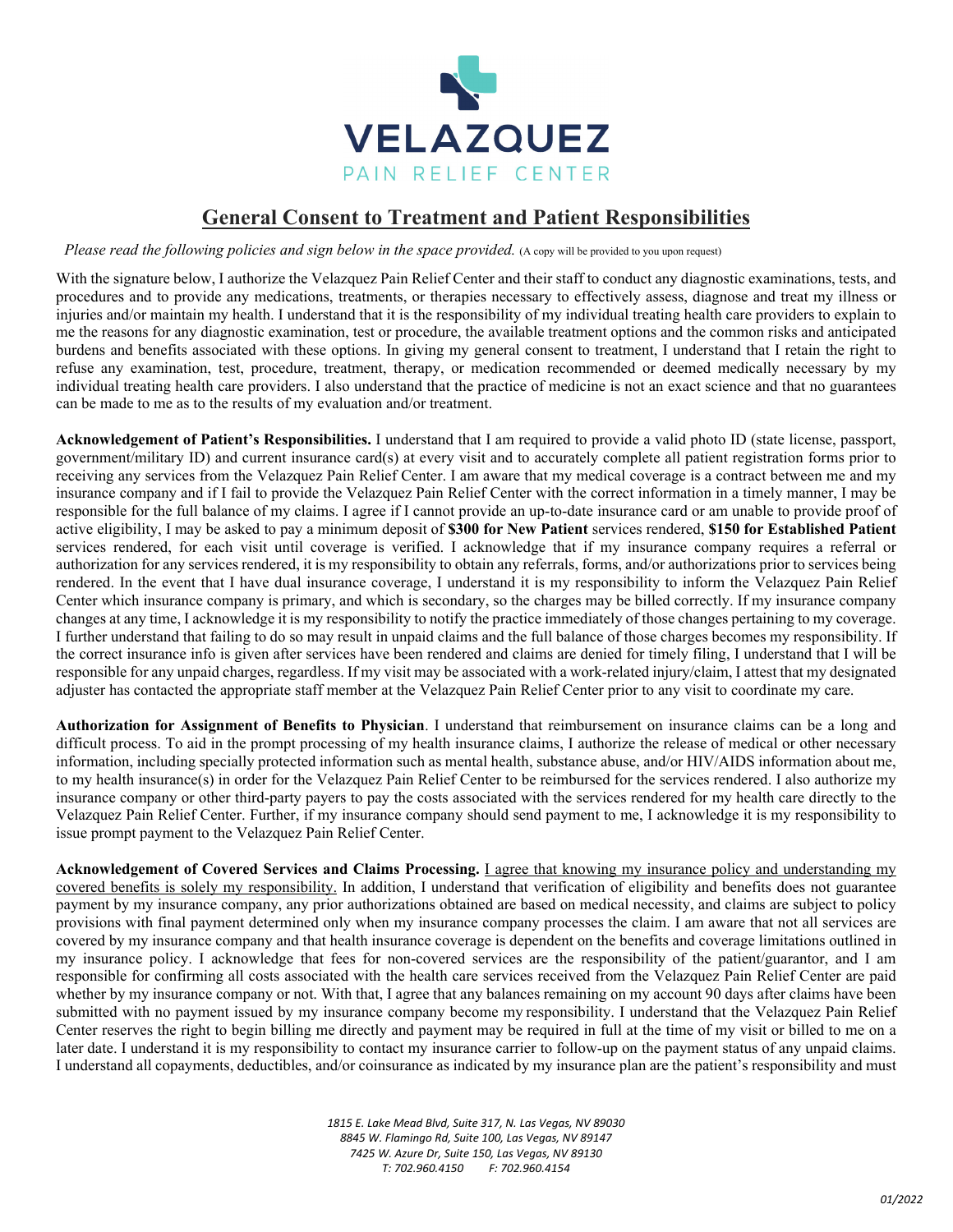# VELAZQUEZ

PAIN RELIEF CENTER

## General Consent to Treatment and Patient Responsibilities

*Please read the following policies and sign below in the space provided.* (A copy will be provided to you upon request)

With the signature below, I authorize the Velazquez Pain Relief Center and their staff to conduct any diagnostic examinations, tests, and procedures and to provide any medications, treatments, or therapies necessary to effectively assess, diagnose and treat my illness or injuries and/or maintain my health. I understand that it is the responsibility of my individual treating health care providers to explain to me the reasons for any diagnostic examination, test or procedure, the available treatment options and the common risks and anticipated burdens and benefits associated with these options. In giving my general consent to treatment, I understand that I retain the right to refuse any examination, test, procedure, treatment, therapy, or medication recommended or deemed medically necessary by my individual treating health care providers. I also understand that the practice of medicine is not an exact science and that no guarantees can be made to me as to the results of my evaluation and/or treatment.

**Acknowledgement of Patient's Responsibilities.** I understand that I am required to provide a valid photo ID (state license, passport, government/military ID) and current insurance card(s) at every visit and to accurately complete all patient registration forms prior to receiving any services from the Velazquez Pain Relief Center. I am aware that my medical coverage is a contract between me and my insurance company and if I fail to provide the Velazquez Pain Relief Center with the correct information in a timely manner, I may be responsible for the full balance of my claims. I agree if I cannot provide an up-to-date insurance card or am unable to provide proof of active eligibility, I may be asked to pay a minimum deposit of **$300 for New Patient** services rendered, **$150 for Established Patient** services rendered, for each visit until coverage is verified. I acknowledge that if my insurance company requires a referral or authorization for any services rendered, it is my responsibility to obtain any referrals, forms, and/or authorizations prior to services being rendered. In the event that I have dual insurance coverage, I understand it is my responsibility to inform the Velazquez Pain Relief Center which insurance company is primary, and which is secondary, so the charges may be billed correctly. If my insurance company changes at any time, I acknowledge it is my responsibility to notify the practice immediately of those changes pertaining to my coverage. I further understand that failing to do so may result in unpaid claims and the full balance of those charges becomes my responsibility. If the correct insurance info is given after services have been rendered and claims are denied for timely filing, I understand that I will be responsible for any unpaid charges, regardless. If my visit may be associated with a work-related injury/claim, I attest that my designated adjuster has contacted the appropriate staff member at the Velazquez Pain Relief Center prior to any visit to coordinate my care.

**Authorization for Assignment of Benefits to Physician**. I understand that reimbursement on insurance claims can be a long and difficult process. To aid in the prompt processing of my health insurance claims, I authorize the release of medical or other necessary information, including specially protected information such as mental health, substance abuse, and/or HIV/AIDS information about me, to my health insurance(s) in order for the Velazquez Pain Relief Center to be reimbursed for the services rendered. I also authorize my insurance company or other third-party payers to pay the costs associated with the services rendered for my health care directly to the Velazquez Pain Relief Center. Further, if my insurance company should send payment to me, I acknowledge it is my responsibility to issue prompt payment to the Velazquez Pain Relief Center.

**Acknowledgement of Covered Services and Claims Processing.** <u>I agree that knowing my insurance policy and understanding my covered benefits is solely my responsibility.</u> In addition, I understand that verification of eligibility and benefits does not guarantee payment by my insurance company, any prior authorizations obtained are based on medical necessity, and claims are subject to policy provisions with final payment determined only when my insurance company processes the claim. I am aware that not all services are covered by my insurance company and that health insurance coverage is dependent on the benefits and coverage limitations outlined in my insurance policy. I acknowledge that fees for non-covered services are the responsibility of the patient/guarantor, and I am responsible for confirming all costs associated with the health care services received from the Velazquez Pain Relief Center are paid whether by my insurance company or not. With that, I agree that any balances remaining on my account 90 days after claims have been submitted with no payment issued by my insurance company become my responsibility. I understand that the Velazquez Pain Relief Center reserves the right to begin billing me directly and payment may be required in full at the time of my visit or billed to me on a later date. I understand it is my responsibility to contact my insurance carrier to follow-up on the payment status of any unpaid claims. I understand all copayments, deductibles, and/or coinsurance as indicated by my insurance plan are the patient's responsibility and must

*1815 E. Lake Mead Blvd, Suite 317, N. Las Vegas, NV 89030*
*8845 W. Flamingo Rd, Suite 100, Las Vegas, NV 89147*
*7425 W. Azure Dr, Suite 150, Las Vegas, NV 89130*
*T: 702.960.4150 F: 702.960.4154*

*01/2022*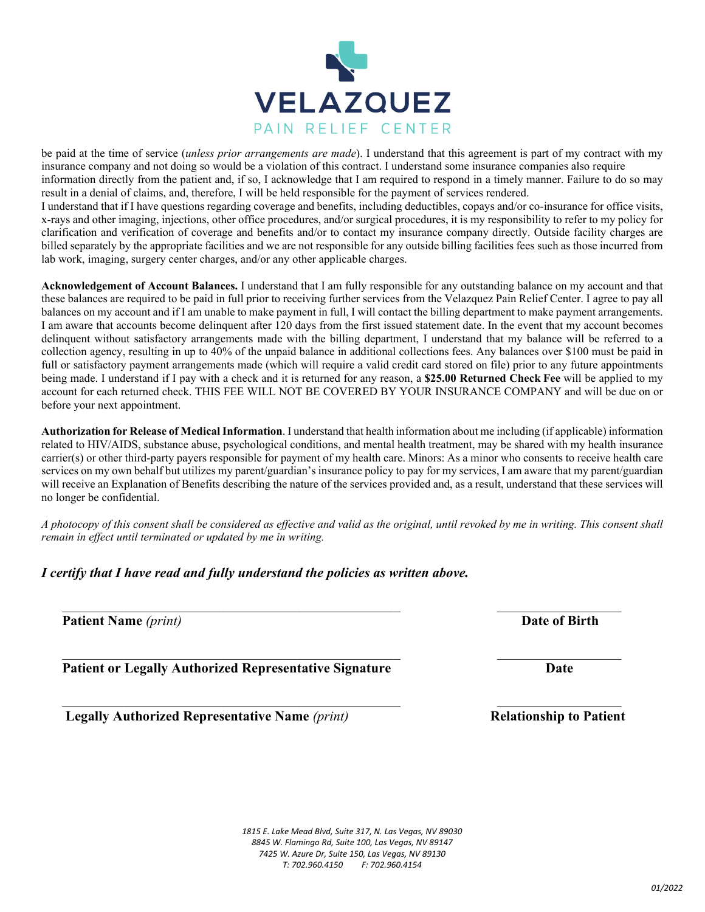be paid at the time of service (*unless prior arrangements are made*). I understand that this agreement is part of my contract with my insurance company and not doing so would be a violation of this contract. I understand some insurance companies also require information directly from the patient and, if so, I acknowledge that I am required to respond in a timely manner. Failure to do so may result in a denial of claims, and, therefore, I will be held responsible for the payment of services rendered.
I understand that if I have questions regarding coverage and benefits, including deductibles, copays and/or co-insurance for office visits, x-rays and other imaging, injections, other office procedures, and/or surgical procedures, it is my responsibility to refer to my policy for clarification and verification of coverage and benefits and/or to contact my insurance company directly. Outside facility charges are billed separately by the appropriate facilities and we are not responsible for any outside billing facilities fees such as those incurred from lab work, imaging, surgery center charges, and/or any other applicable charges.

**Acknowledgement of Account Balances.** I understand that I am fully responsible for any outstanding balance on my account and that these balances are required to be paid in full prior to receiving further services from the Velazquez Pain Relief Center. I agree to pay all balances on my account and if I am unable to make payment in full, I will contact the billing department to make payment arrangements. I am aware that accounts become delinquent after 120 days from the first issued statement date. In the event that my account becomes delinquent without satisfactory arrangements made with the billing department, I understand that my balance will be referred to a collection agency, resulting in up to 40% of the unpaid balance in additional collections fees. Any balances over $100 must be paid in full or satisfactory payment arrangements made (which will require a valid credit card stored on file) prior to any future appointments being made. I understand if I pay with a check and it is returned for any reason, a **$25.00 Returned Check Fee** will be applied to my account for each returned check. THIS FEE WILL NOT BE COVERED BY YOUR INSURANCE COMPANY and will be due on or before your next appointment.

**Authorization for Release of Medical Information**. I understand that health information about me including (if applicable) information related to HIV/AIDS, substance abuse, psychological conditions, and mental health treatment, may be shared with my health insurance carrier(s) or other third-party payers responsible for payment of my health care. Minors: As a minor who consents to receive health care services on my own behalf but utilizes my parent/guardian's insurance policy to pay for my services, I am aware that my parent/guardian will receive an Explanation of Benefits describing the nature of the services provided and, as a result, understand that these services will no longer be confidential.

*A photocopy of this consent shall be considered as effective and valid as the original, until revoked by me in writing. This consent shall remain in effect until terminated or updated by me in writing.*

***I certify that I have read and fully understand the policies as written above.***

\_\_\_\_\_\_\_\_\_\_\_\_\_\_\_\_\_\_\_\_\_\_\_\_\_\_\_\_\_\_\_\_\_\_\_\_\_\_\_\_ \_\_\_\_\_\_\_\_\_\_\_\_\_\_\_\_\_\_

**Patient Name** *(print)* **Date of Birth**

\_\_\_\_\_\_\_\_\_\_\_\_\_\_\_\_\_\_\_\_\_\_\_\_\_\_\_\_\_\_\_\_\_\_\_\_\_\_\_\_ \_\_\_\_\_\_\_\_\_\_\_\_\_\_\_\_\_\_

**Patient or Legally Authorized Representative Signature** **Date**

\_\_\_\_\_\_\_\_\_\_\_\_\_\_\_\_\_\_\_\_\_\_\_\_\_\_\_\_\_\_\_\_\_\_\_\_\_\_\_\_ \_\_\_\_\_\_\_\_\_\_\_\_\_\_\_\_\_\_

**Legally Authorized Representative Name** *(print)* **Relationship to Patient**

*1815 E. Lake Mead Blvd, Suite 317, N. Las Vegas, NV 89030*
*8845 W. Flamingo Rd, Suite 100, Las Vegas, NV 89147*
*7425 W. Azure Dr, Suite 150, Las Vegas, NV 89130*
*T: 702.960.4150 F: 702.960.4154*

*01/2022*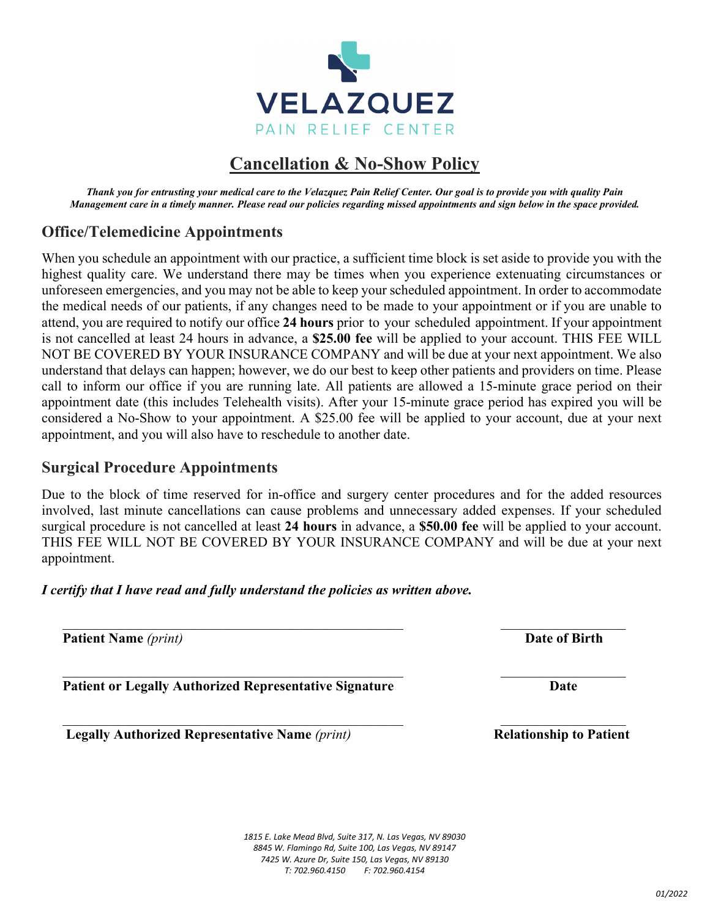VELAZQUEZ

PAIN RELIEF CENTER

# Cancellation & No-Show Policy

***Thank you for entrusting your medical care to the Velazquez Pain Relief Center. Our goal is to provide you with quality Pain Management care in a timely manner. Please read our policies regarding missed appointments and sign below in the space provided.***

## Office/Telemedicine Appointments

When you schedule an appointment with our practice, a sufficient time block is set aside to provide you with the highest quality care. We understand there may be times when you experience extenuating circumstances or unforeseen emergencies, and you may not be able to keep your scheduled appointment. In order to accommodate the medical needs of our patients, if any changes need to be made to your appointment or if you are unable to attend, you are required to notify our office **24 hours** prior to your scheduled appointment. If your appointment is not cancelled at least 24 hours in advance, a **$25.00 fee** will be applied to your account. THIS FEE WILL NOT BE COVERED BY YOUR INSURANCE COMPANY and will be due at your next appointment. We also understand that delays can happen; however, we do our best to keep other patients and providers on time. Please call to inform our office if you are running late. All patients are allowed a 15-minute grace period on their appointment date (this includes Telehealth visits). After your 15-minute grace period has expired you will be considered a No-Show to your appointment. A $25.00 fee will be applied to your account, due at your next appointment, and you will also have to reschedule to another date.

## Surgical Procedure Appointments

Due to the block of time reserved for in-office and surgery center procedures and for the added resources involved, last minute cancellations can cause problems and unnecessary added expenses. If your scheduled surgical procedure is not cancelled at least **24 hours** in advance, a **$50.00 fee** will be applied to your account. THIS FEE WILL NOT BE COVERED BY YOUR INSURANCE COMPANY and will be due at your next appointment.

***I certify that I have read and fully understand the policies as written above.***

| | |
|---|---|
| ______________________________ | ______________ |
| **Patient Name** *(print)* | **Date of Birth** |
| ______________________________ | ______________ |
| **Patient or Legally Authorized Representative Signature** | **Date** |
| ______________________________ | ______________ |
| **Legally Authorized Representative Name** *(print)* | **Relationship to Patient** |

*1815 E. Lake Mead Blvd, Suite 317, N. Las Vegas, NV 89030*
*8845 W. Flamingo Rd, Suite 100, Las Vegas, NV 89147*
*7425 W. Azure Dr, Suite 150, Las Vegas, NV 89130*
*T: 702.960.4150 F: 702.960.4154*

*01/2022*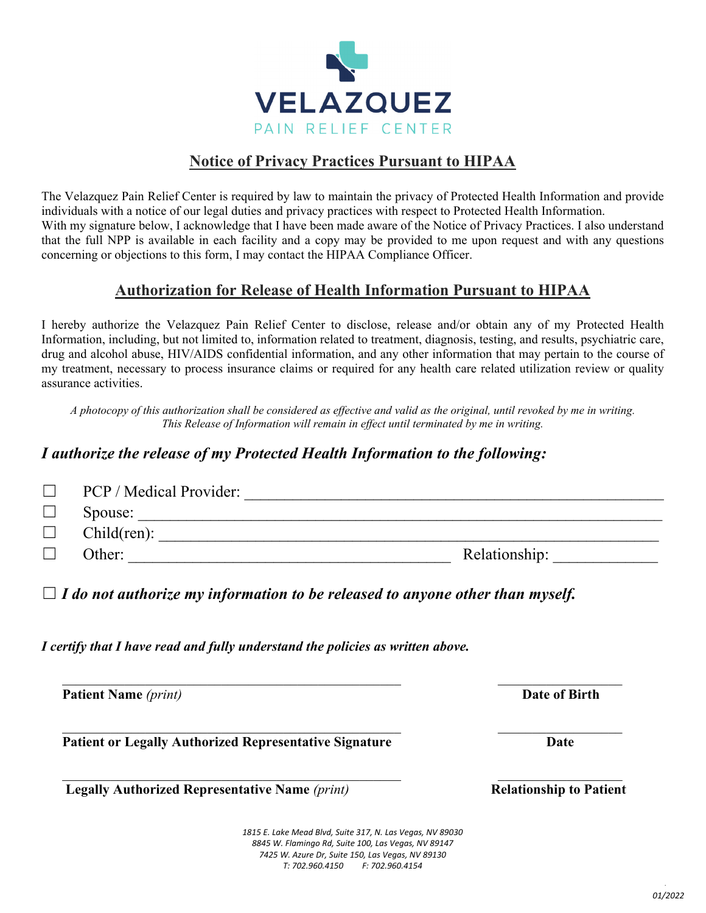# VELAZQUEZ

PAIN RELIEF CENTER

## Notice of Privacy Practices Pursuant to HIPAA

The Velazquez Pain Relief Center is required by law to maintain the privacy of Protected Health Information and provide individuals with a notice of our legal duties and privacy practices with respect to Protected Health Information.
With my signature below, I acknowledge that I have been made aware of the Notice of Privacy Practices. I also understand that the full NPP is available in each facility and a copy may be provided to me upon request and with any questions concerning or objections to this form, I may contact the HIPAA Compliance Officer.

## Authorization for Release of Health Information Pursuant to HIPAA

I hereby authorize the Velazquez Pain Relief Center to disclose, release and/or obtain any of my Protected Health Information, including, but not limited to, information related to treatment, diagnosis, testing, and results, psychiatric care, drug and alcohol abuse, HIV/AIDS confidential information, and any other information that may pertain to the course of my treatment, necessary to process insurance claims or required for any health care related utilization review or quality assurance activities.

*A photocopy of this authorization shall be considered as effective and valid as the original, until revoked by me in writing. This Release of Information will remain in effect until terminated by me in writing.*

### *I authorize the release of my Protected Health Information to the following:*

☐ PCP / Medical Provider: ____________________________________________

☐ Spouse: ____________________________________________

☐ Child(ren): ____________________________________________

☐ Other: ______________________________ Relationship: ____________

☐ ***I do not authorize my information to be released to anyone other than myself.***

***I certify that I have read and fully understand the policies as written above.***

______________________________________________ ________________

**Patient Name** *(print)* **Date of Birth**

______________________________________________ ________________

**Patient or Legally Authorized Representative Signature** **Date**

______________________________________________ ________________

**Legally Authorized Representative Name** *(print)* **Relationship to Patient**

*1815 E. Lake Mead Blvd, Suite 317, N. Las Vegas, NV 89030*
*8845 W. Flamingo Rd, Suite 100, Las Vegas, NV 89147*
*7425 W. Azure Dr, Suite 150, Las Vegas, NV 89130*
*T: 702.960.4150 F: 702.960.4154*

*01/2022*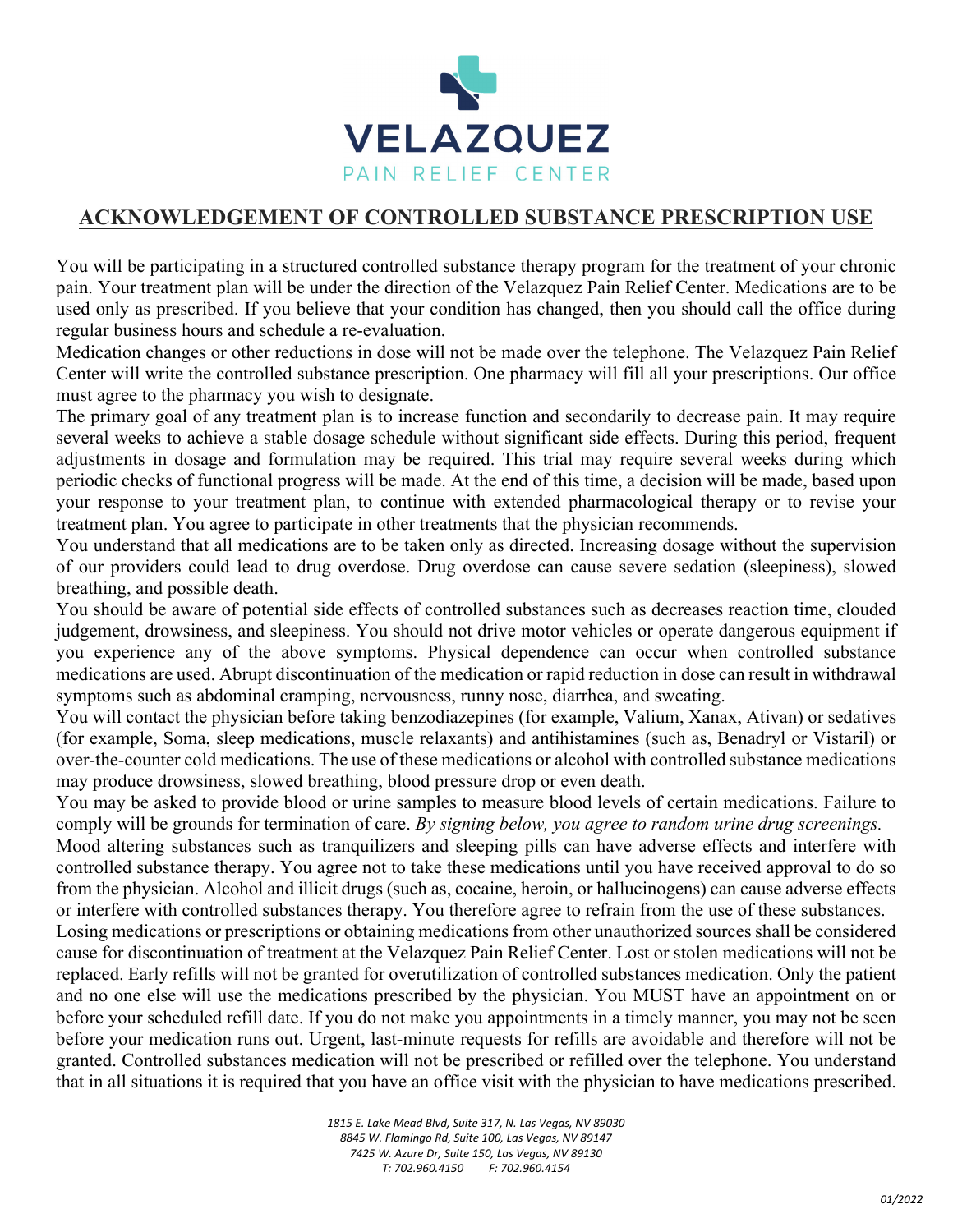VELAZQUEZ

PAIN RELIEF CENTER

## ACKNOWLEDGEMENT OF CONTROLLED SUBSTANCE PRESCRIPTION USE

You will be participating in a structured controlled substance therapy program for the treatment of your chronic pain. Your treatment plan will be under the direction of the Velazquez Pain Relief Center. Medications are to be used only as prescribed. If you believe that your condition has changed, then you should call the office during regular business hours and schedule a re-evaluation.

Medication changes or other reductions in dose will not be made over the telephone. The Velazquez Pain Relief Center will write the controlled substance prescription. One pharmacy will fill all your prescriptions. Our office must agree to the pharmacy you wish to designate.

The primary goal of any treatment plan is to increase function and secondarily to decrease pain. It may require several weeks to achieve a stable dosage schedule without significant side effects. During this period, frequent adjustments in dosage and formulation may be required. This trial may require several weeks during which periodic checks of functional progress will be made. At the end of this time, a decision will be made, based upon your response to your treatment plan, to continue with extended pharmacological therapy or to revise your treatment plan. You agree to participate in other treatments that the physician recommends.

You understand that all medications are to be taken only as directed. Increasing dosage without the supervision of our providers could lead to drug overdose. Drug overdose can cause severe sedation (sleepiness), slowed breathing, and possible death.

You should be aware of potential side effects of controlled substances such as decreases reaction time, clouded judgement, drowsiness, and sleepiness. You should not drive motor vehicles or operate dangerous equipment if you experience any of the above symptoms. Physical dependence can occur when controlled substance medications are used. Abrupt discontinuation of the medication or rapid reduction in dose can result in withdrawal symptoms such as abdominal cramping, nervousness, runny nose, diarrhea, and sweating.

You will contact the physician before taking benzodiazepines (for example, Valium, Xanax, Ativan) or sedatives (for example, Soma, sleep medications, muscle relaxants) and antihistamines (such as, Benadryl or Vistaril) or over-the-counter cold medications. The use of these medications or alcohol with controlled substance medications may produce drowsiness, slowed breathing, blood pressure drop or even death.

You may be asked to provide blood or urine samples to measure blood levels of certain medications. Failure to comply will be grounds for termination of care. *By signing below, you agree to random urine drug screenings.*

Mood altering substances such as tranquilizers and sleeping pills can have adverse effects and interfere with controlled substance therapy. You agree not to take these medications until you have received approval to do so from the physician. Alcohol and illicit drugs (such as, cocaine, heroin, or hallucinogens) can cause adverse effects or interfere with controlled substances therapy. You therefore agree to refrain from the use of these substances.

Losing medications or prescriptions or obtaining medications from other unauthorized sources shall be considered cause for discontinuation of treatment at the Velazquez Pain Relief Center. Lost or stolen medications will not be replaced. Early refills will not be granted for overutilization of controlled substances medication. Only the patient and no one else will use the medications prescribed by the physician. You MUST have an appointment on or before your scheduled refill date. If you do not make you appointments in a timely manner, you may not be seen before your medication runs out. Urgent, last-minute requests for refills are avoidable and therefore will not be granted. Controlled substances medication will not be prescribed or refilled over the telephone. You understand that in all situations it is required that you have an office visit with the physician to have medications prescribed.

*1815 E. Lake Mead Blvd, Suite 317, N. Las Vegas, NV 89030*
*8845 W. Flamingo Rd, Suite 100, Las Vegas, NV 89147*
*7425 W. Azure Dr, Suite 150, Las Vegas, NV 89130*
*T: 702.960.4150 F: 702.960.4154*

*01/2022*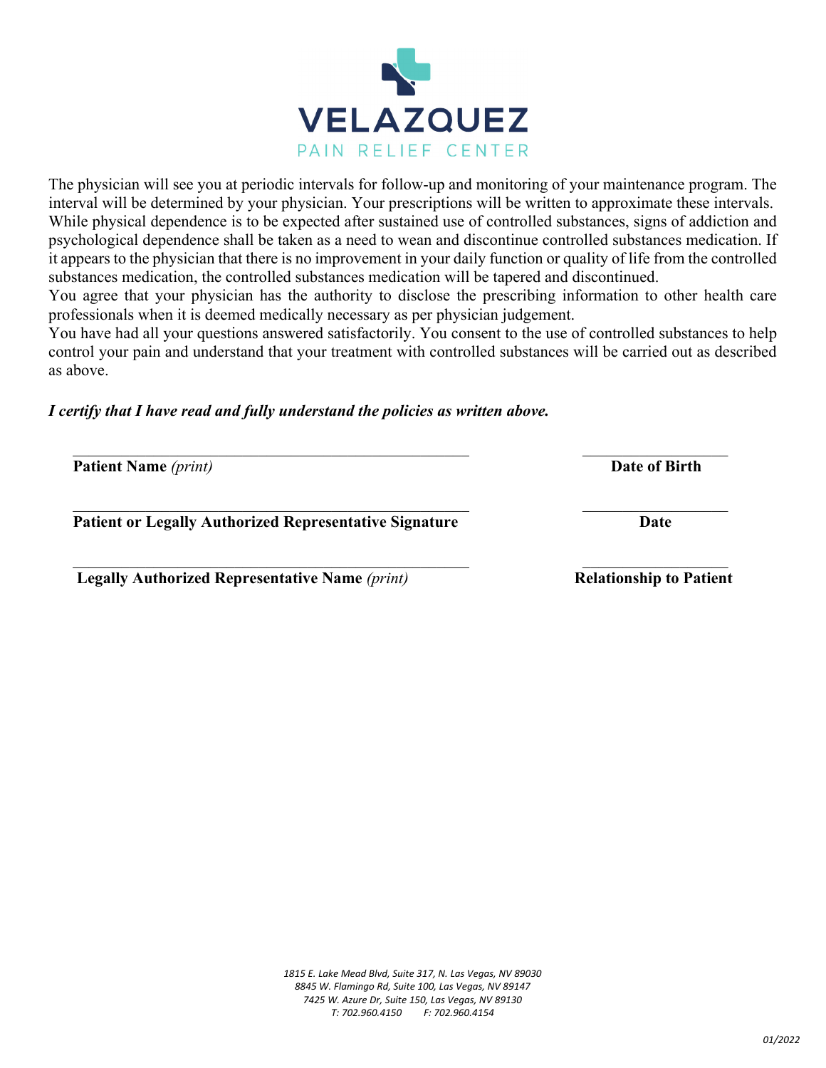The physician will see you at periodic intervals for follow-up and monitoring of your maintenance program. The interval will be determined by your physician. Your prescriptions will be written to approximate these intervals. While physical dependence is to be expected after sustained use of controlled substances, signs of addiction and psychological dependence shall be taken as a need to wean and discontinue controlled substances medication. If it appears to the physician that there is no improvement in your daily function or quality of life from the controlled substances medication, the controlled substances medication will be tapered and discontinued.

You agree that your physician has the authority to disclose the prescribing information to other health care professionals when it is deemed medically necessary as per physician judgement.

You have had all your questions answered satisfactorily. You consent to the use of controlled substances to help control your pain and understand that your treatment with controlled substances will be carried out as described as above.

***I certify that I have read and fully understand the policies as written above.***

\_\_\_\_\_\_\_\_\_\_\_\_\_\_\_\_\_\_\_\_\_\_\_\_\_\_\_\_\_\_\_\_\_\_\_\_\_\_\_\_\_\_\_\_ \_\_\_\_\_\_\_\_\_\_\_\_\_\_\_\_\_\_
**Patient Name** *(print)* **Date of Birth**

\_\_\_\_\_\_\_\_\_\_\_\_\_\_\_\_\_\_\_\_\_\_\_\_\_\_\_\_\_\_\_\_\_\_\_\_\_\_\_\_\_\_\_\_ \_\_\_\_\_\_\_\_\_\_\_\_\_\_\_\_\_\_
**Patient or Legally Authorized Representative Signature** **Date**

\_\_\_\_\_\_\_\_\_\_\_\_\_\_\_\_\_\_\_\_\_\_\_\_\_\_\_\_\_\_\_\_\_\_\_\_\_\_\_\_\_\_\_\_ \_\_\_\_\_\_\_\_\_\_\_\_\_\_\_\_\_\_
**Legally Authorized Representative Name** *(print)* **Relationship to Patient**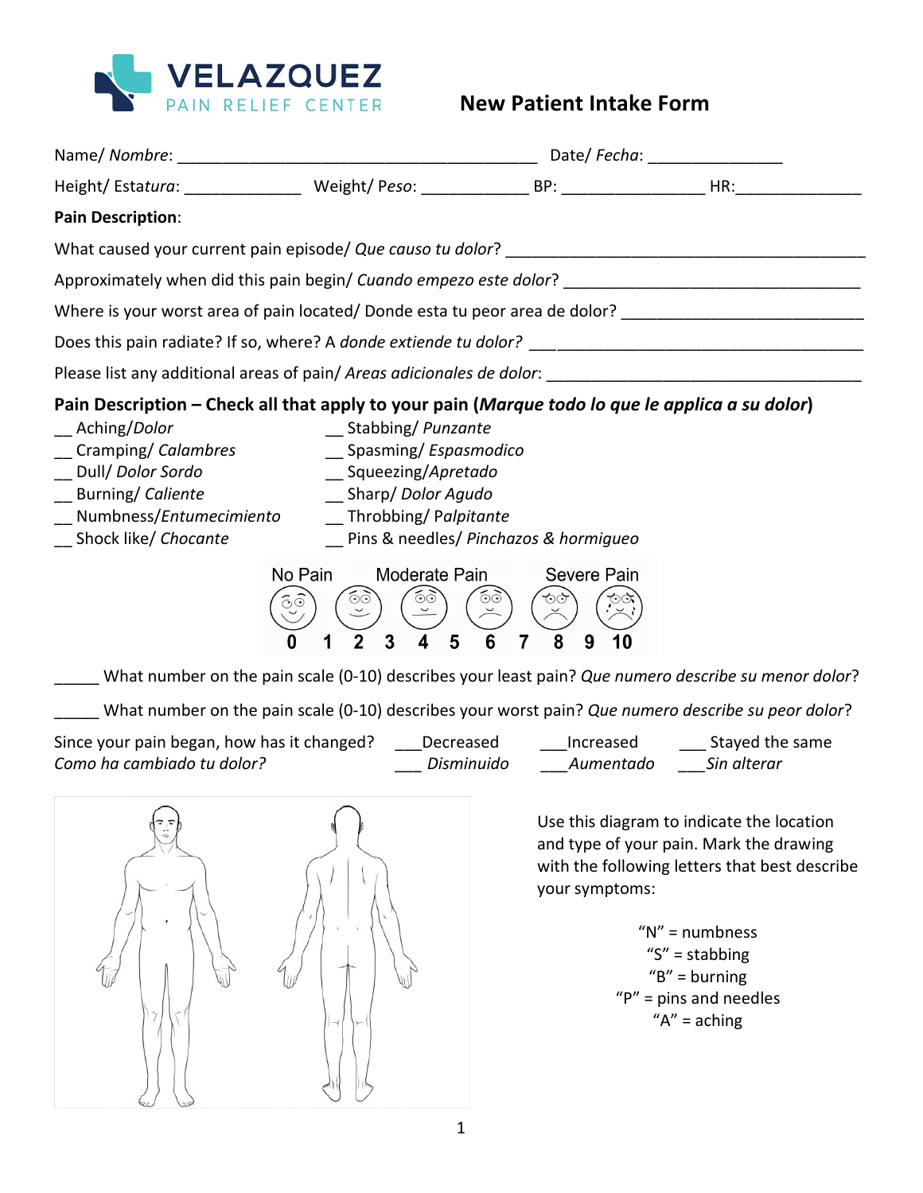**VELAZQUEZ**
PAIN RELIEF CENTER

# New Patient Intake Form

Name/ *Nombre*: ________________________________________ Date/ *Fecha*: _______________

Height/ Esta*tura*: _____________ Weight/ *Peso*: ____________ BP: ________________ HR:______________

**Pain Description**:

What caused your current pain episode/ *Que causo tu dolor*? ________________________________________

Approximately when did this pain begin/ *Cuando empezo este dolor*? ________________________________

Where is your worst area of pain located/ Donde esta tu peor area de dolor? __________________________

Does this pain radiate? If so, where? A *donde extiende tu dolor?* ____________________________________

Please list any additional areas of pain/ *Areas adicionales de dolor*: _________________________________

**Pain Description – Check all that apply to your pain (*Marque todo lo que le applica a su dolor*)**

__ Aching/*Dolor*
__ Cramping/ *Calambres*
__ Dull/ *Dolor Sordo*
__ Burning/ *Caliente*
__ Numbness/*Entumecimiento*
__ Shock like/ *Chocante*
__ Stabbing/ *Punzante*
__ Spasming/ *Espasmodico*
__ Squeezing/*Apretado*
__ Sharp/ *Dolor Agudo*
__ Throbbing/ *Palpitante*
__ Pins & needles/ *Pinchazos & hormigueo*

No Pain — Moderate Pain — Severe Pain

0 1 2 3 4 5 6 7 8 9 10

_____ What number on the pain scale (0-10) describes your least pain? *Que numero describe su menor dolor*?

_____ What number on the pain scale (0-10) describes your worst pain? *Que numero describe su peor dolor*?

Since your pain began, how has it changed? ___Decreased ___Increased ___ Stayed the same
*Como ha cambiado tu dolor?* ___ *Disminuido* ___*Aumentado* ___*Sin alterar*

Use this diagram to indicate the location and type of your pain. Mark the drawing with the following letters that best describe your symptoms:

"N" = numbness
"S" = stabbing
"B" = burning
"P" = pins and needles
"A" = aching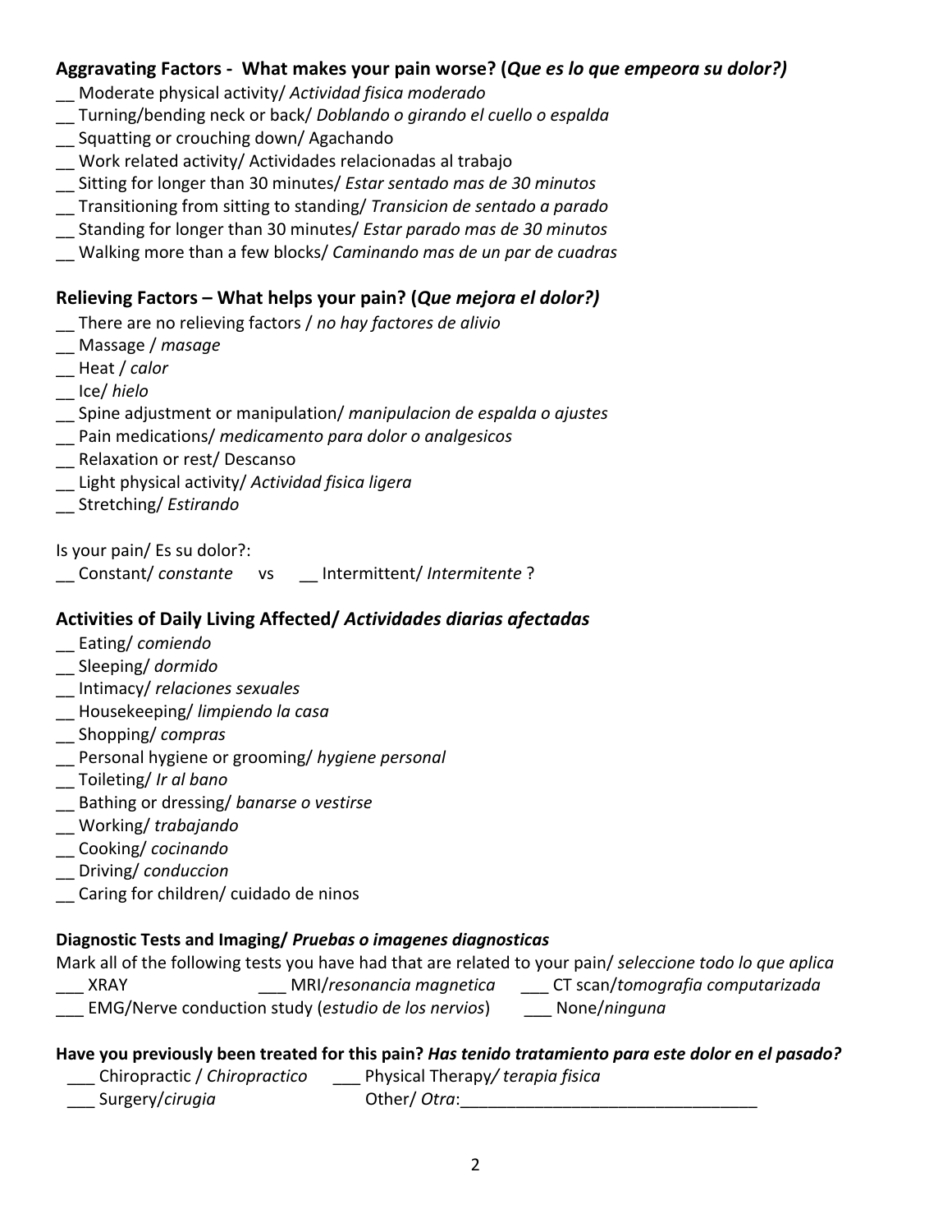### Aggravating Factors - What makes your pain worse? (*Que es lo que empeora su dolor?)*

__ Moderate physical activity/ *Actividad fisica moderado*
__ Turning/bending neck or back/ *Doblando o girando el cuello o espalda*
__ Squatting or crouching down/ Agachando
__ Work related activity/ Actividades relacionadas al trabajo
__ Sitting for longer than 30 minutes/ *Estar sentado mas de 30 minutos*
__ Transitioning from sitting to standing/ *Transicion de sentado a parado*
__ Standing for longer than 30 minutes/ *Estar parado mas de 30 minutos*
__ Walking more than a few blocks/ *Caminando mas de un par de cuadras*

### Relieving Factors – What helps your pain? (*Que mejora el dolor?)*

__ There are no relieving factors / *no hay factores de alivio*
__ Massage / *masage*
__ Heat / *calor*
__ Ice/ *hielo*
__ Spine adjustment or manipulation/ *manipulacion de espalda o ajustes*
__ Pain medications/ *medicamento para dolor o analgesicos*
__ Relaxation or rest/ Descanso
__ Light physical activity/ *Actividad fisica ligera*
__ Stretching/ *Estirando*

Is your pain/ Es su dolor?:
__ Constant/ *constante* vs __ Intermittent/ *Intermitente* ?

### Activities of Daily Living Affected/ *Actividades diarias afectadas*

__ Eating/ *comiendo*
__ Sleeping/ *dormido*
__ Intimacy/ *relaciones sexuales*
__ Housekeeping/ *limpiendo la casa*
__ Shopping/ *compras*
__ Personal hygiene or grooming/ *hygiene personal*
__ Toileting/ *Ir al bano*
__ Bathing or dressing/ *banarse o vestirse*
__ Working/ *trabajando*
__ Cooking/ *cocinando*
__ Driving/ *conduccion*
__ Caring for children/ cuidado de ninos

**Diagnostic Tests and Imaging/ *Pruebas o imagenes diagnosticas***

Mark all of the following tests you have had that are related to your pain/ *seleccione todo lo que aplica*
___ XRAY ___ MRI/*resonancia magnetica* ___ CT scan/*tomografia computarizada*
___ EMG/Nerve conduction study (*estudio de los nervios*) ___ None/*ninguna*

**Have you previously been treated for this pain? *Has tenido tratamiento para este dolor en el pasado?***

___ Chiropractic / *Chiropractico* ___ Physical Therapy/ *terapia fisica*
___ Surgery/*cirugia* Other/ *Otra*:________________________________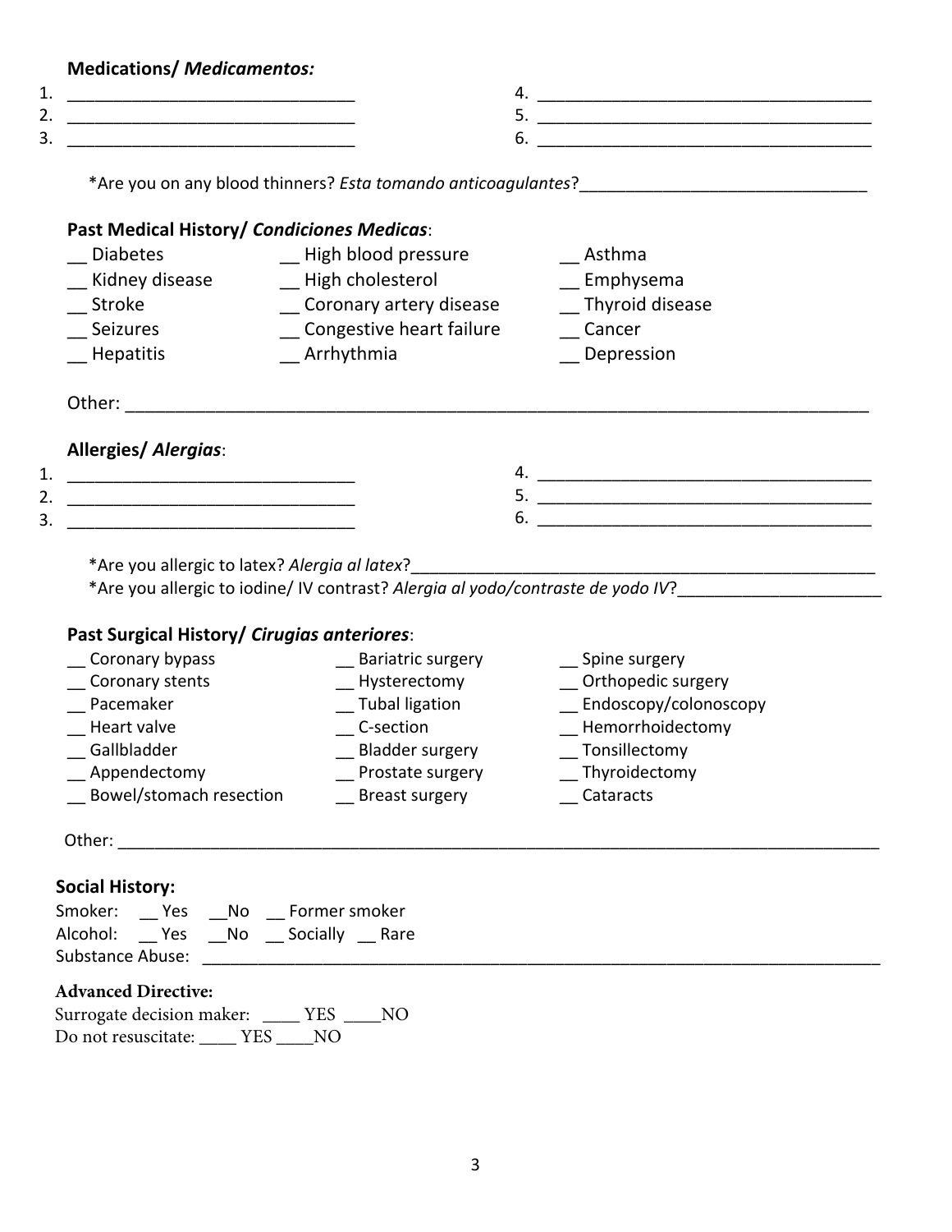**Medications/ *Medicamentos:***

1. ______________________________
2. ______________________________
3. ______________________________
4. ______________________________
5. ______________________________
6. ______________________________

*Are you on any blood thinners? *Esta tomando anticoagulantes*?______________________________

**Past Medical History/ *Condiciones Medicas***:

__ Diabetes
__ Kidney disease
__ Stroke
__ Seizures
__ Hepatitis
__ High blood pressure
__ High cholesterol
__ Coronary artery disease
__ Congestive heart failure
__ Arrhythmia
__ Asthma
__ Emphysema
__ Thyroid disease
__ Cancer
__ Depression

Other: ______________________________________________________________________________

**Allergies/ *Alergias***:

1. ______________________________
2. ______________________________
3. ______________________________
4. ______________________________
5. ______________________________
6. ______________________________

*Are you allergic to latex? *Alergia al latex*?____________________________________________________

*Are you allergic to iodine/ IV contrast? *Alergia al yodo/contraste de yodo IV*?______________________

**Past Surgical History/ *Cirugias anteriores***:

__ Coronary bypass
__ Coronary stents
__ Pacemaker
__ Heart valve
__ Gallbladder
__ Appendectomy
__ Bowel/stomach resection
__ Bariatric surgery
__ Hysterectomy
__ Tubal ligation
__ C-section
__ Bladder surgery
__ Prostate surgery
__ Breast surgery
__ Spine surgery
__ Orthopedic surgery
__ Endoscopy/colonoscopy
__ Hemorrhoidectomy
__ Tonsillectomy
__ Thyroidectomy
__ Cataracts

Other: ______________________________________________________________________________

**Social History:**

Smoker: __ Yes __No __ Former smoker
Alcohol: __ Yes __No __ Socially __ Rare
Substance Abuse: ______________________________________________________________________

**Advanced Directive:**

Surrogate decision maker: ____ YES ____NO
Do not resuscitate: ____ YES ____NO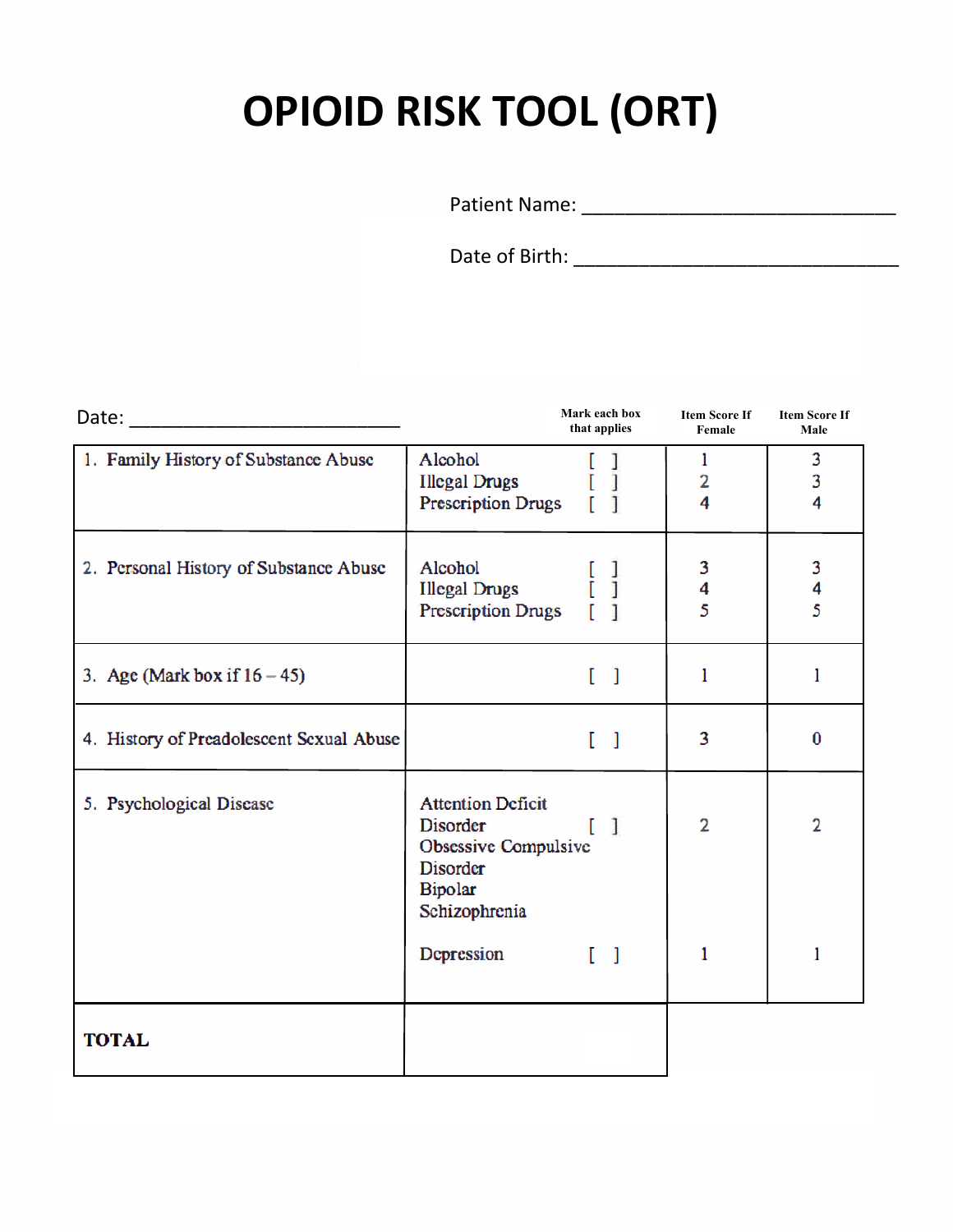# OPIOID RISK TOOL (ORT)

Patient Name: ______________________________

Date of Birth: ______________________________

Date: ___________________________

| | | Mark each box that applies | Item Score If Female | Item Score If Male |
|---|---|---|---|---|
| 1. Family History of Substance Abuse | Alcohol<br>Illegal Drugs<br>Prescription Drugs | [ ]<br>[ ]<br>[ ] | 1<br>2<br>4 | 3<br>3<br>4 |
| 2. Personal History of Substance Abuse | Alcohol<br>Illegal Drugs<br>Prescription Drugs | [ ]<br>[ ]<br>[ ] | 3<br>4<br>5 | 3<br>4<br>5 |
| 3. Age (Mark box if 16 – 45) | | [ ] | 1 | 1 |
| 4. History of Preadolescent Sexual Abuse | | [ ] | 3 | 0 |
| 5. Psychological Disease | Attention Deficit Disorder<br>Obsessive Compulsive Disorder<br>Bipolar<br>Schizophrenia | [ ] | 2 | 2 |
| | Depression | [ ] | 1 | 1 |
| **TOTAL** | | | | |